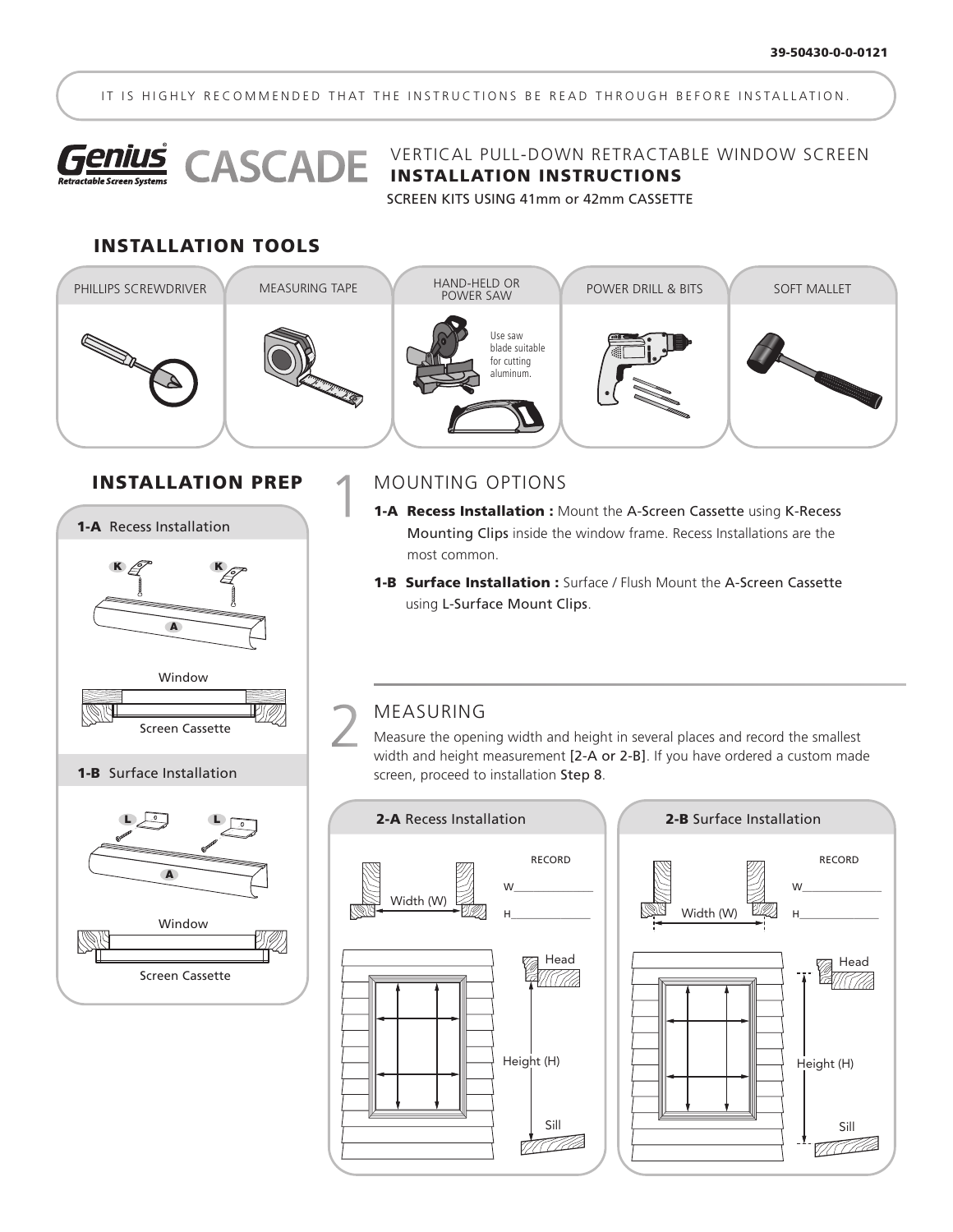39-50430-0-0-0121

IT IS HIGHLY RECOMMENDED THAT THE INSTRUCTIONS BE READ THROUGH BEFORE INSTALLATION.

# Genius CASCADE

## VERTICAL PULL-DOWN RETRACTABLE WINDOW SCREEN

## INSTALLATION INSTRUCTIONS

SCREEN KITS USING 41mm or 42mm CASSETTE

## INSTALLATION TOOLS

- PHILLIPS SCREWDRIVER
- MEASURING TAPE
- HAND-HELD OR POWER SAW — Use saw blade suitable for cutting aluminum.
- POWER DRILL & BITS
- SOFT MALLET

## INSTALLATION PREP

**1-A** Recess Installation

K K A

Window

Screen Cassette

**1-B** Surface Installation

L L A

Window

Screen Cassette

## 1 MOUNTING OPTIONS

**1-A Recess Installation :** Mount the A-Screen Cassette using K-Recess Mounting Clips inside the window frame. Recess Installations are the most common.

**1-B Surface Installation :** Surface / Flush Mount the A-Screen Cassette using L-Surface Mount Clips.

## 2 MEASURING

Measure the opening width and height in several places and record the smallest width and height measurement [2-A or 2-B]. If you have ordered a custom made screen, proceed to installation Step 8.

**2-A** Recess Installation

Width (W)

RECORD

W______________

H______________

Head

Height (H)

Sill

**2-B** Surface Installation

Width (W)

RECORD

W______________

H______________

Head

Height (H)

Sill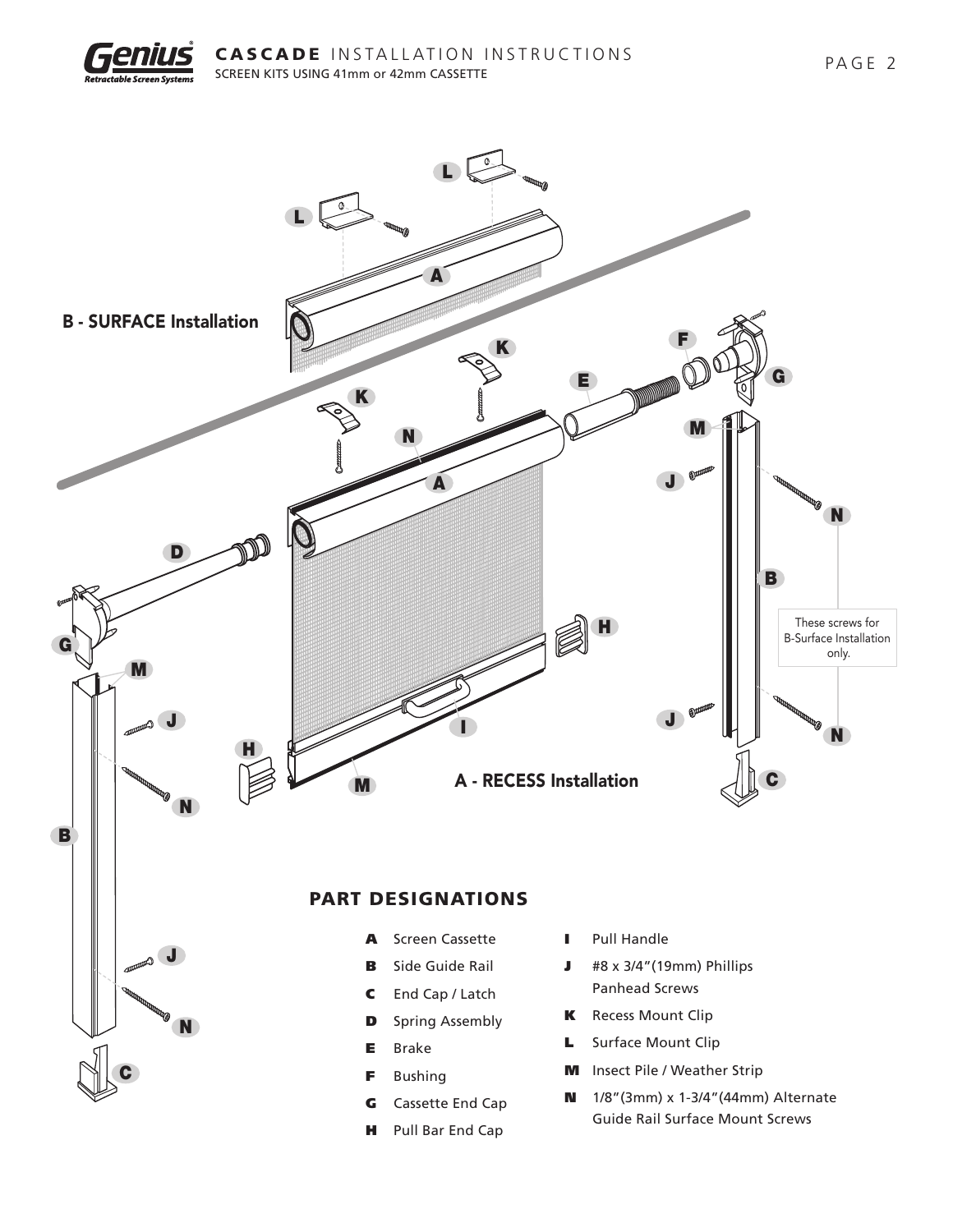**B - SURFACE Installation**

**A - RECESS Installation**

These screws for B-Surface Installation only.

## PART DESIGNATIONS

- **A** Screen Cassette
- **B** Side Guide Rail
- **C** End Cap / Latch
- **D** Spring Assembly
- **E** Brake
- **F** Bushing
- **G** Cassette End Cap
- **H** Pull Bar End Cap
- **I** Pull Handle
- **J** #8 x 3/4"(19mm) Phillips Panhead Screws
- **K** Recess Mount Clip
- **L** Surface Mount Clip
- **M** Insect Pile / Weather Strip
- **N** 1/8"(3mm) x 1-3/4"(44mm) Alternate Guide Rail Surface Mount Screws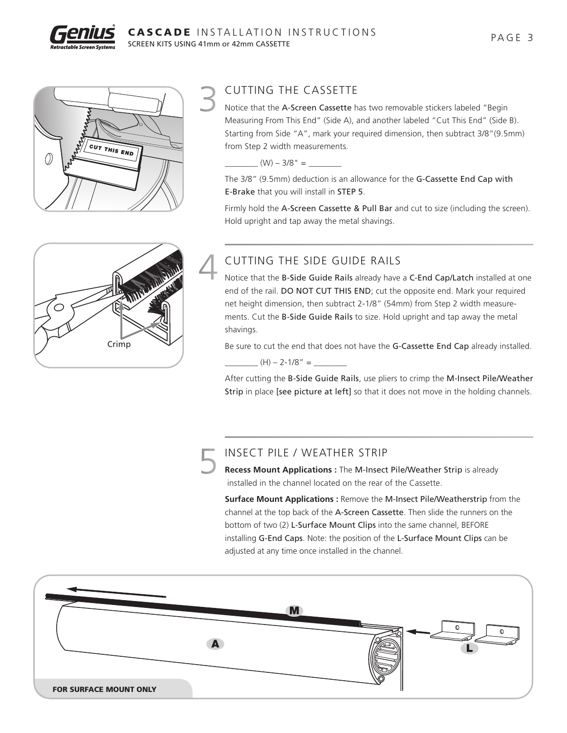## 3 CUTTING THE CASSETTE

Notice that the A-Screen Cassette has two removable stickers labeled "Begin Measuring From This End" (Side A), and another labeled "Cut This End" (Side B). Starting from Side "A", mark your required dimension, then subtract 3/8"(9.5mm) from Step 2 width measurements.

________ (W) – 3/8" = ________

The 3/8" (9.5mm) deduction is an allowance for the G-Cassette End Cap with E-Brake that you will install in STEP 5.

Firmly hold the A-Screen Cassette & Pull Bar and cut to size (including the screen). Hold upright and tap away the metal shavings.

## 4 CUTTING THE SIDE GUIDE RAILS

Notice that the B-Side Guide Rails already have a C-End Cap/Latch installed at one end of the rail. DO NOT CUT THIS END; cut the opposite end. Mark your required net height dimension, then subtract 2-1/8" (54mm) from Step 2 width measurements. Cut the B-Side Guide Rails to size. Hold upright and tap away the metal shavings.

Be sure to cut the end that does not have the G-Cassette End Cap already installed.

________ (H) – 2-1/8" = ________

After cutting the B-Side Guide Rails, use pliers to crimp the M-Insect Pile/Weather Strip in place [see picture at left] so that it does not move in the holding channels.

## 5 INSECT PILE / WEATHER STRIP

**Recess Mount Applications :** The M-Insect Pile/Weather Strip is already installed in the channel located on the rear of the Cassette.

**Surface Mount Applications :** Remove the M-Insect Pile/Weatherstrip from the channel at the top back of the A-Screen Cassette. Then slide the runners on the bottom of two (2) L-Surface Mount Clips into the same channel, BEFORE installing G-End Caps. Note: the position of the L-Surface Mount Clips can be adjusted at any time once installed in the channel.

**FOR SURFACE MOUNT ONLY**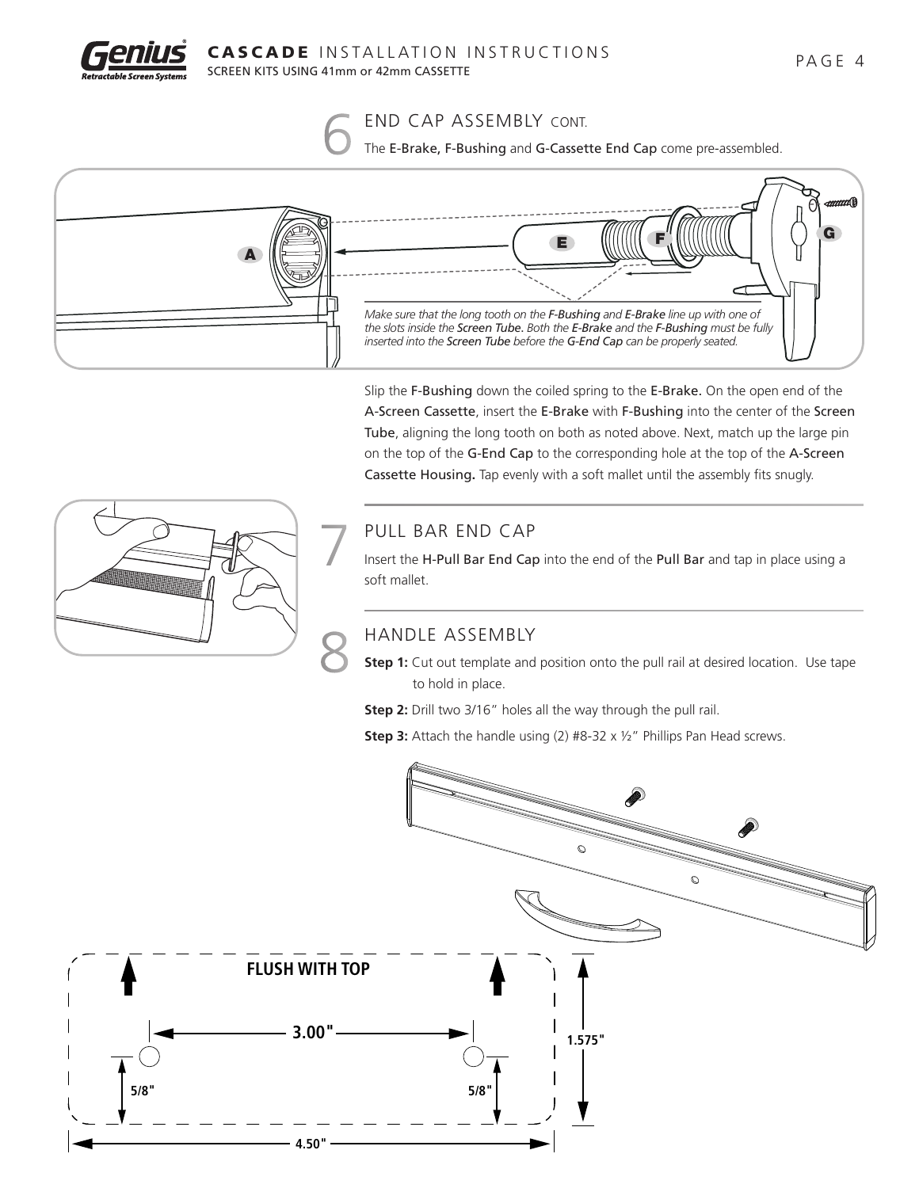## 6 END CAP ASSEMBLY CONT.

The **E-Brake, F-Bushing** and **G-Cassette End Cap** come pre-assembled.

*Make sure that the long tooth on the **F-Bushing** and **E-Brake** line up with one of the slots inside the **Screen Tube**. Both the **E-Brake** and the **F-Bushing** must be fully inserted into the **Screen Tube** before the **G-End Cap** can be properly seated.*

Slip the **F-Bushing** down the coiled spring to the **E-Brake.** On the open end of the **A-Screen Cassette**, insert the **E-Brake** with **F-Bushing** into the center of the **Screen Tube**, aligning the long tooth on both as noted above. Next, match up the large pin on the top of the **G-End Cap** to the corresponding hole at the top of the **A-Screen Cassette Housing.** Tap evenly with a soft mallet until the assembly fits snugly.

## 7 PULL BAR END CAP

Insert the **H-Pull Bar End Cap** into the end of the **Pull Bar** and tap in place using a soft mallet.

## 8 HANDLE ASSEMBLY

**Step 1:** Cut out template and position onto the pull rail at desired location. Use tape to hold in place.

**Step 2:** Drill two 3/16" holes all the way through the pull rail.

**Step 3:** Attach the handle using (2) #8-32 x ½" Phillips Pan Head screws.

**FLUSH WITH TOP**

**3.00"**

**5/8"** **5/8"**

**1.575"**

**4.50"**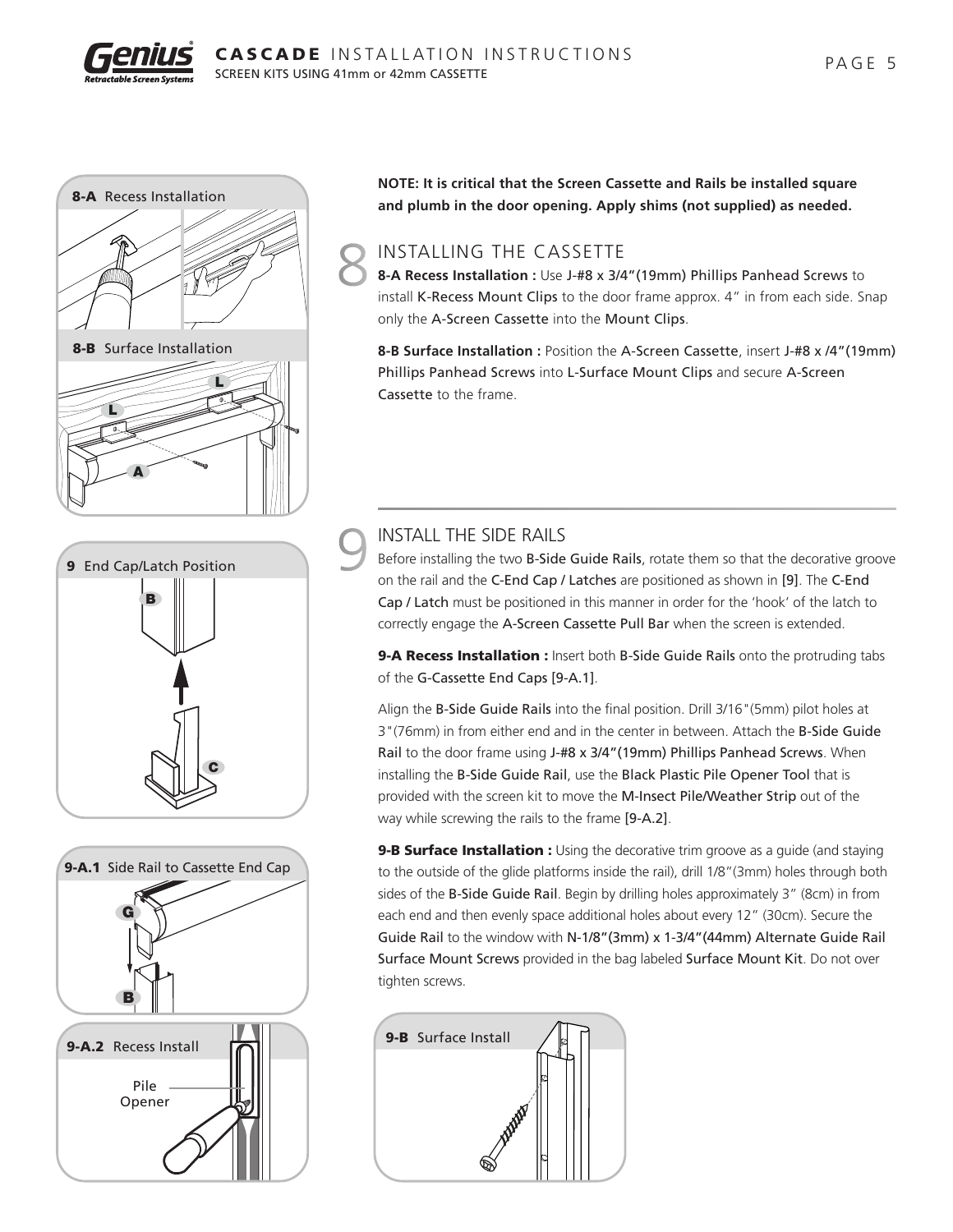**NOTE: It is critical that the Screen Cassette and Rails be installed square and plumb in the door opening. Apply shims (not supplied) as needed.**

## 8 INSTALLING THE CASSETTE

**8-A Recess Installation :** Use J-#8 x 3/4"(19mm) Phillips Panhead Screws to install K-Recess Mount Clips to the door frame approx. 4" in from each side. Snap only the A-Screen Cassette into the Mount Clips.

**8-B Surface Installation :** Position the A-Screen Cassette, insert J-#8 x /4"(19mm) Phillips Panhead Screws into L-Surface Mount Clips and secure A-Screen Cassette to the frame.

## 9 INSTALL THE SIDE RAILS

Before installing the two B-Side Guide Rails, rotate them so that the decorative groove on the rail and the C-End Cap / Latches are positioned as shown in [9]. The C-End Cap / Latch must be positioned in this manner in order for the 'hook' of the latch to correctly engage the A-Screen Cassette Pull Bar when the screen is extended.

**9-A Recess Installation :** Insert both B-Side Guide Rails onto the protruding tabs of the G-Cassette End Caps [9-A.1].

Align the B-Side Guide Rails into the final position. Drill 3/16"(5mm) pilot holes at 3"(76mm) in from either end and in the center in between. Attach the B-Side Guide Rail to the door frame using J-#8 x 3/4"(19mm) Phillips Panhead Screws. When installing the B-Side Guide Rail, use the Black Plastic Pile Opener Tool that is provided with the screen kit to move the M-Insect Pile/Weather Strip out of the way while screwing the rails to the frame [9-A.2].

**9-B Surface Installation :** Using the decorative trim groove as a guide (and staying to the outside of the glide platforms inside the rail), drill 1/8"(3mm) holes through both sides of the B-Side Guide Rail. Begin by drilling holes approximately 3" (8cm) in from each end and then evenly space additional holes about every 12" (30cm). Secure the Guide Rail to the window with N-1/8"(3mm) x 1-3/4"(44mm) Alternate Guide Rail Surface Mount Screws provided in the bag labeled Surface Mount Kit. Do not over tighten screws.

**8-A** Recess Installation

**8-B** Surface Installation

**9** End Cap/Latch Position

**9-A.1** Side Rail to Cassette End Cap

**9-A.2** Recess Install

Pile Opener

**9-B** Surface Install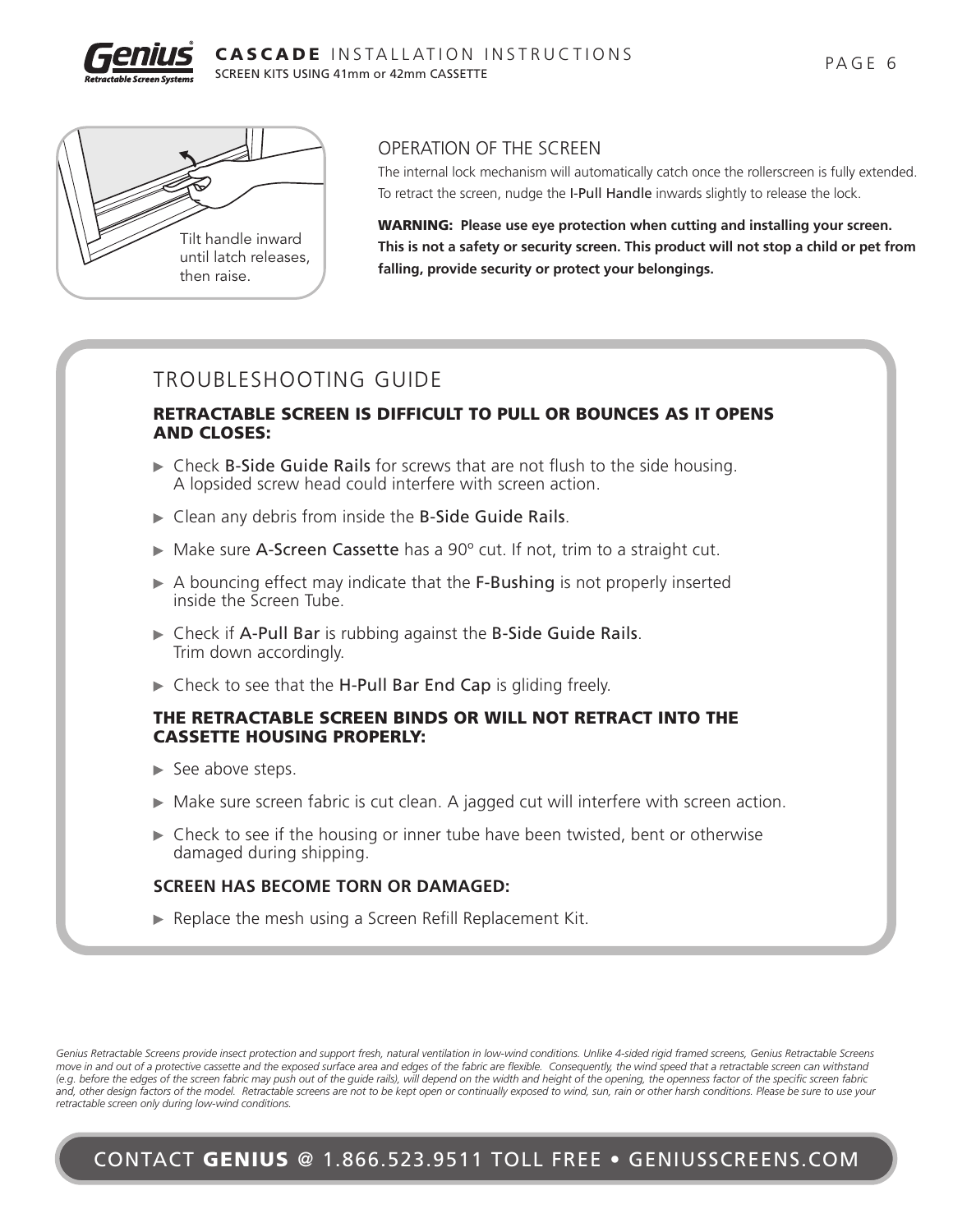Tilt handle inward until latch releases, then raise.

## OPERATION OF THE SCREEN

The internal lock mechanism will automatically catch once the rollerscreen is fully extended. To retract the screen, nudge the I-Pull Handle inwards slightly to release the lock.

**WARNING: Please use eye protection when cutting and installing your screen. This is not a safety or security screen. This product will not stop a child or pet from falling, provide security or protect your belongings.**

## TROUBLESHOOTING GUIDE

### RETRACTABLE SCREEN IS DIFFICULT TO PULL OR BOUNCES AS IT OPENS AND CLOSES:

- Check B-Side Guide Rails for screws that are not flush to the side housing. A lopsided screw head could interfere with screen action.
- Clean any debris from inside the B-Side Guide Rails.
- Make sure A-Screen Cassette has a 90º cut. If not, trim to a straight cut.
- A bouncing effect may indicate that the F-Bushing is not properly inserted inside the Screen Tube.
- Check if A-Pull Bar is rubbing against the B-Side Guide Rails. Trim down accordingly.
- Check to see that the H-Pull Bar End Cap is gliding freely.

### THE RETRACTABLE SCREEN BINDS OR WILL NOT RETRACT INTO THE CASSETTE HOUSING PROPERLY:

- See above steps.
- Make sure screen fabric is cut clean. A jagged cut will interfere with screen action.
- Check to see if the housing or inner tube have been twisted, bent or otherwise damaged during shipping.

### SCREEN HAS BECOME TORN OR DAMAGED:

- Replace the mesh using a Screen Refill Replacement Kit.

*Genius Retractable Screens provide insect protection and support fresh, natural ventilation in low-wind conditions. Unlike 4-sided rigid framed screens, Genius Retractable Screens move in and out of a protective cassette and the exposed surface area and edges of the fabric are flexible. Consequently, the wind speed that a retractable screen can withstand (e.g. before the edges of the screen fabric may push out of the guide rails), will depend on the width and height of the opening, the openness factor of the specific screen fabric and, other design factors of the model. Retractable screens are not to be kept open or continually exposed to wind, sun, rain or other harsh conditions. Please be sure to use your retractable screen only during low-wind conditions.*

CONTACT **GENIUS** @ 1.866.523.9511 TOLL FREE • GENIUSSCREENS.COM